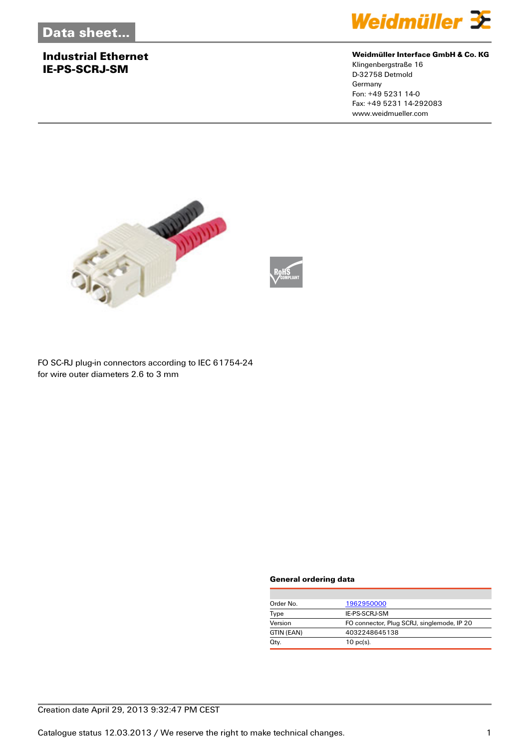Data sheet...

# Industrial Ethernet
# IE-PS-SCRJ-SM

**Weidmüller Interface GmbH & Co. KG**
Klingenbergstraße 16
D-32758 Detmold
Germany
Fon: +49 5231 14-0
Fax: +49 5231 14-292083
www.weidmueller.com

FO SC-RJ plug-in connectors according to IEC 61754-24
for wire outer diameters 2.6 to 3 mm

### General ordering data

| | |
|---|---|
| Order No. | 1962950000 |
| Type | IE-PS-SCRJ-SM |
| Version | FO connector, Plug SCRJ, singlemode, IP 20 |
| GTIN (EAN) | 4032248645138 |
| Qty. | 10 pc(s). |

Creation date April 29, 2013 9:32:47 PM CEST

Catalogue status 12.03.2013 / We reserve the right to make technical changes.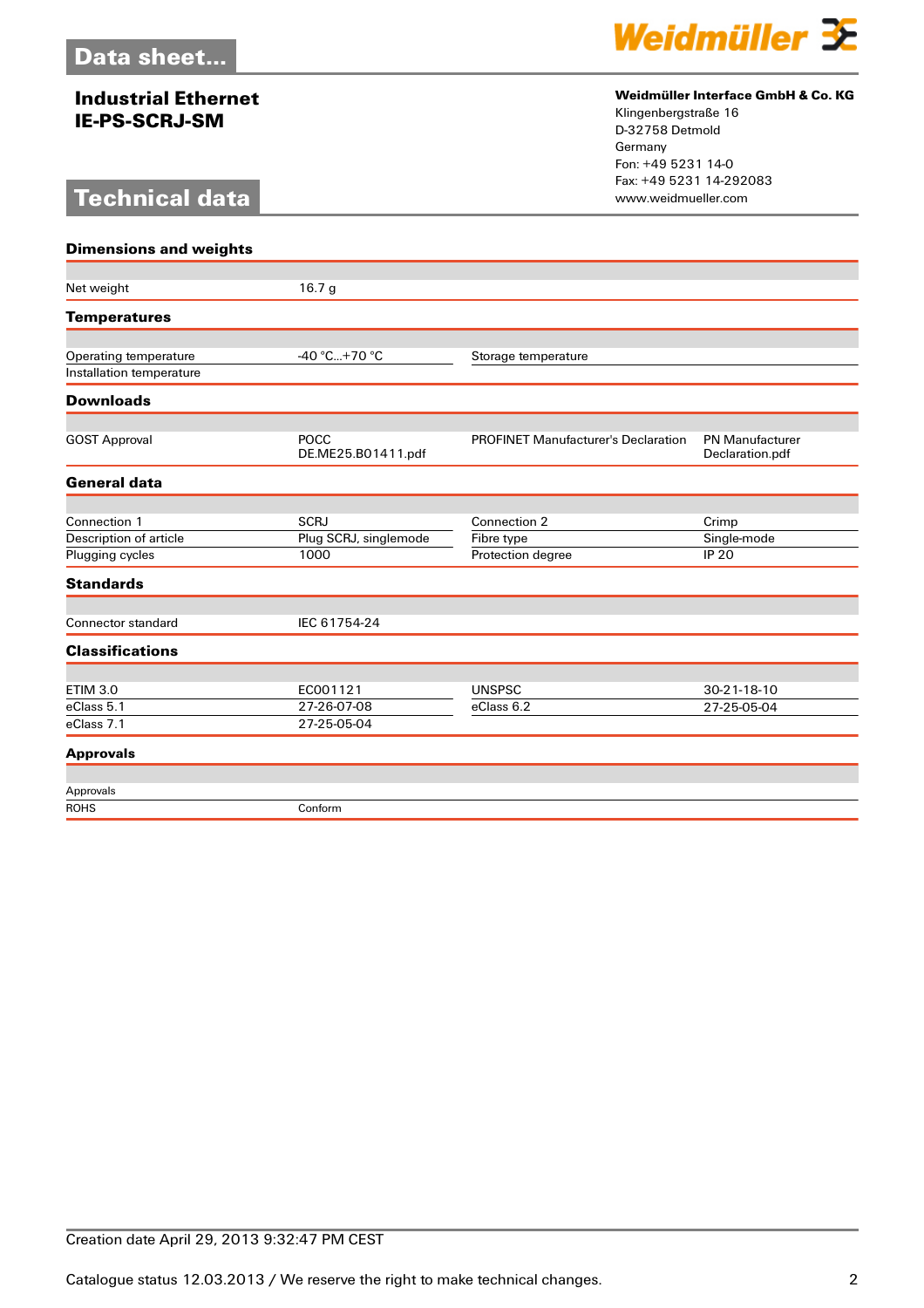# Data sheet...

## Industrial Ethernet
## IE-PS-SCRJ-SM

**Weidmüller Interface GmbH & Co. KG**
Klingenbergstraße 16
D-32758 Detmold
Germany
Fon: +49 5231 14-0
Fax: +49 5231 14-292083
www.weidmueller.com

# Technical data

### Dimensions and weights

| | |
|---|---|
| Net weight | 16.7 g |

### Temperatures

| | | | |
|---|---|---|---|
| Operating temperature | -40 °C...+70 °C | Storage temperature | |
| Installation temperature | | | |

### Downloads

| | | | |
|---|---|---|---|
| GOST Approval | POCC DE.ME25.B01411.pdf | PROFINET Manufacturer's Declaration | PN Manufacturer Declaration.pdf |

### General data

| | | | |
|---|---|---|---|
| Connection 1 | SCRJ | Connection 2 | Crimp |
| Description of article | Plug SCRJ, singlemode | Fibre type | Single-mode |
| Plugging cycles | 1000 | Protection degree | IP 20 |

### Standards

| | |
|---|---|
| Connector standard | IEC 61754-24 |

### Classifications

| | | | |
|---|---|---|---|
| ETIM 3.0 | EC001121 | UNSPSC | 30-21-18-10 |
| eClass 5.1 | 27-26-07-08 | eClass 6.2 | 27-25-05-04 |
| eClass 7.1 | 27-25-05-04 | | |

### Approvals

| | |
|---|---|
| Approvals | |
| ROHS | Conform |

Creation date April 29, 2013 9:32:47 PM CEST

Catalogue status 12.03.2013 / We reserve the right to make technical changes.